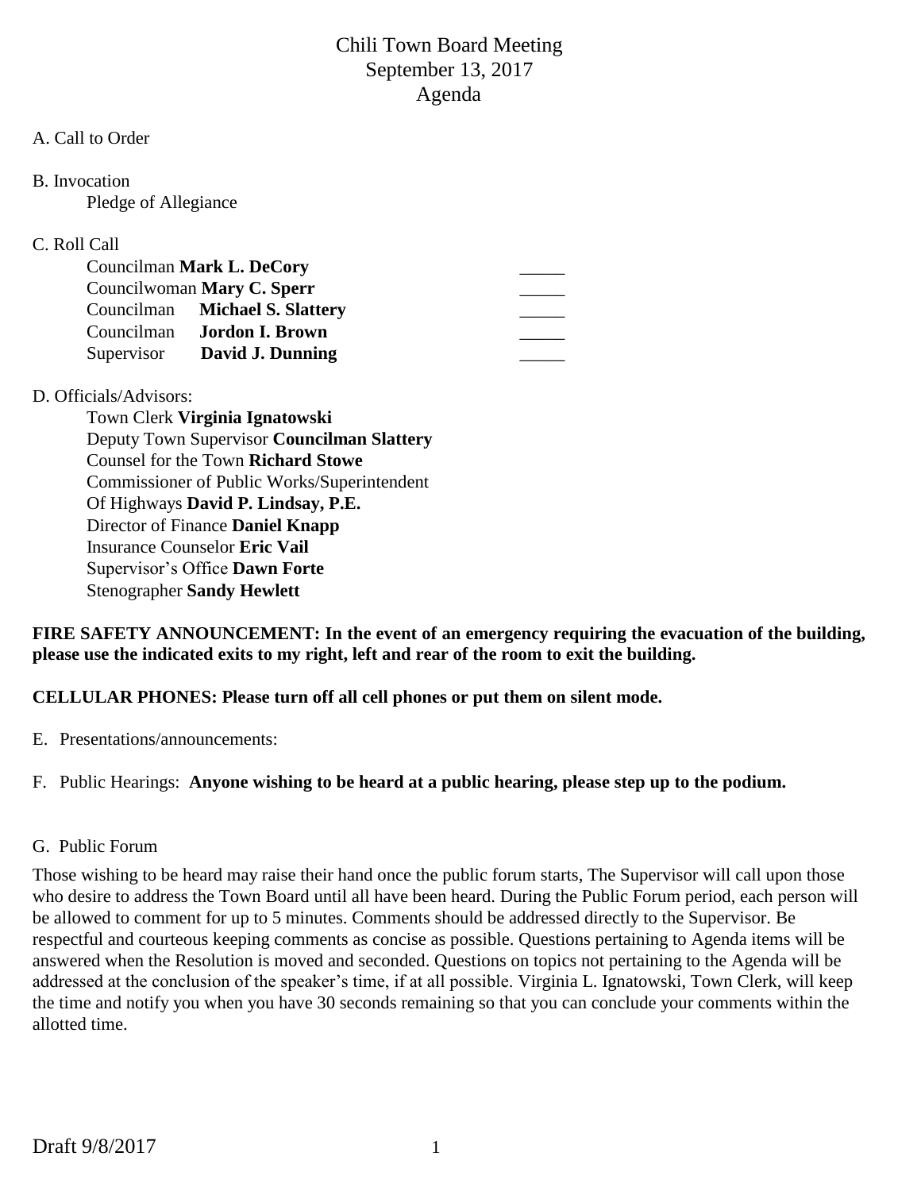# Chili Town Board Meeting
## September 13, 2017
## Agenda

A. Call to Order

B. Invocation

Pledge of Allegiance

C. Roll Call

| | |
|---|---|
| Councilman **Mark L. DeCory** | _____ |
| Councilwoman **Mary C. Sperr** | _____ |
| Councilman **Michael S. Slattery** | _____ |
| Councilman **Jordon I. Brown** | _____ |
| Supervisor **David J. Dunning** | _____ |

D. Officials/Advisors:

Town Clerk **Virginia Ignatowski**
Deputy Town Supervisor **Councilman Slattery**
Counsel for the Town **Richard Stowe**
Commissioner of Public Works/Superintendent
Of Highways **David P. Lindsay, P.E.**
Director of Finance **Daniel Knapp**
Insurance Counselor **Eric Vail**
Supervisor's Office **Dawn Forte**
Stenographer **Sandy Hewlett**

**FIRE SAFETY ANNOUNCEMENT: In the event of an emergency requiring the evacuation of the building, please use the indicated exits to my right, left and rear of the room to exit the building.**

**CELLULAR PHONES: Please turn off all cell phones or put them on silent mode.**

E. Presentations/announcements:

F. Public Hearings: **Anyone wishing to be heard at a public hearing, please step up to the podium.**

G. Public Forum

Those wishing to be heard may raise their hand once the public forum starts, The Supervisor will call upon those who desire to address the Town Board until all have been heard. During the Public Forum period, each person will be allowed to comment for up to 5 minutes. Comments should be addressed directly to the Supervisor. Be respectful and courteous keeping comments as concise as possible. Questions pertaining to Agenda items will be answered when the Resolution is moved and seconded. Questions on topics not pertaining to the Agenda will be addressed at the conclusion of the speaker's time, if at all possible. Virginia L. Ignatowski, Town Clerk, will keep the time and notify you when you have 30 seconds remaining so that you can conclude your comments within the allotted time.

Draft 9/8/2017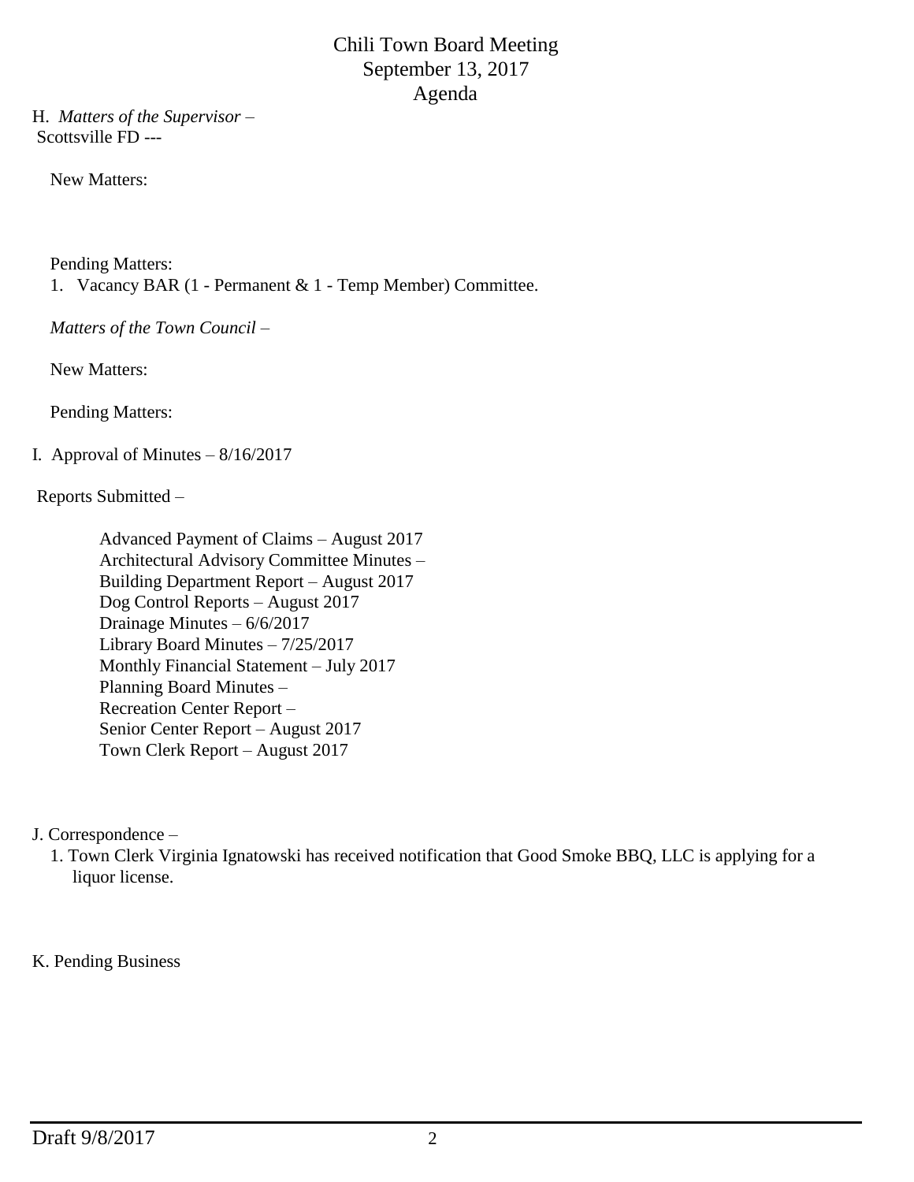# Chili Town Board Meeting
## September 13, 2017
## Agenda

H. *Matters of the Supervisor* –
Scottsville FD ---

New Matters:

Pending Matters:

1. Vacancy BAR (1 - Permanent & 1 - Temp Member) Committee.

*Matters of the Town Council* –

New Matters:

Pending Matters:

I. Approval of Minutes – 8/16/2017

Reports Submitted –

- Advanced Payment of Claims – August 2017
- Architectural Advisory Committee Minutes –
- Building Department Report – August 2017
- Dog Control Reports – August 2017
- Drainage Minutes – 6/6/2017
- Library Board Minutes – 7/25/2017
- Monthly Financial Statement – July 2017
- Planning Board Minutes –
- Recreation Center Report –
- Senior Center Report – August 2017
- Town Clerk Report – August 2017

J. Correspondence –

1. Town Clerk Virginia Ignatowski has received notification that Good Smoke BBQ, LLC is applying for a liquor license.

K. Pending Business

Draft 9/8/2017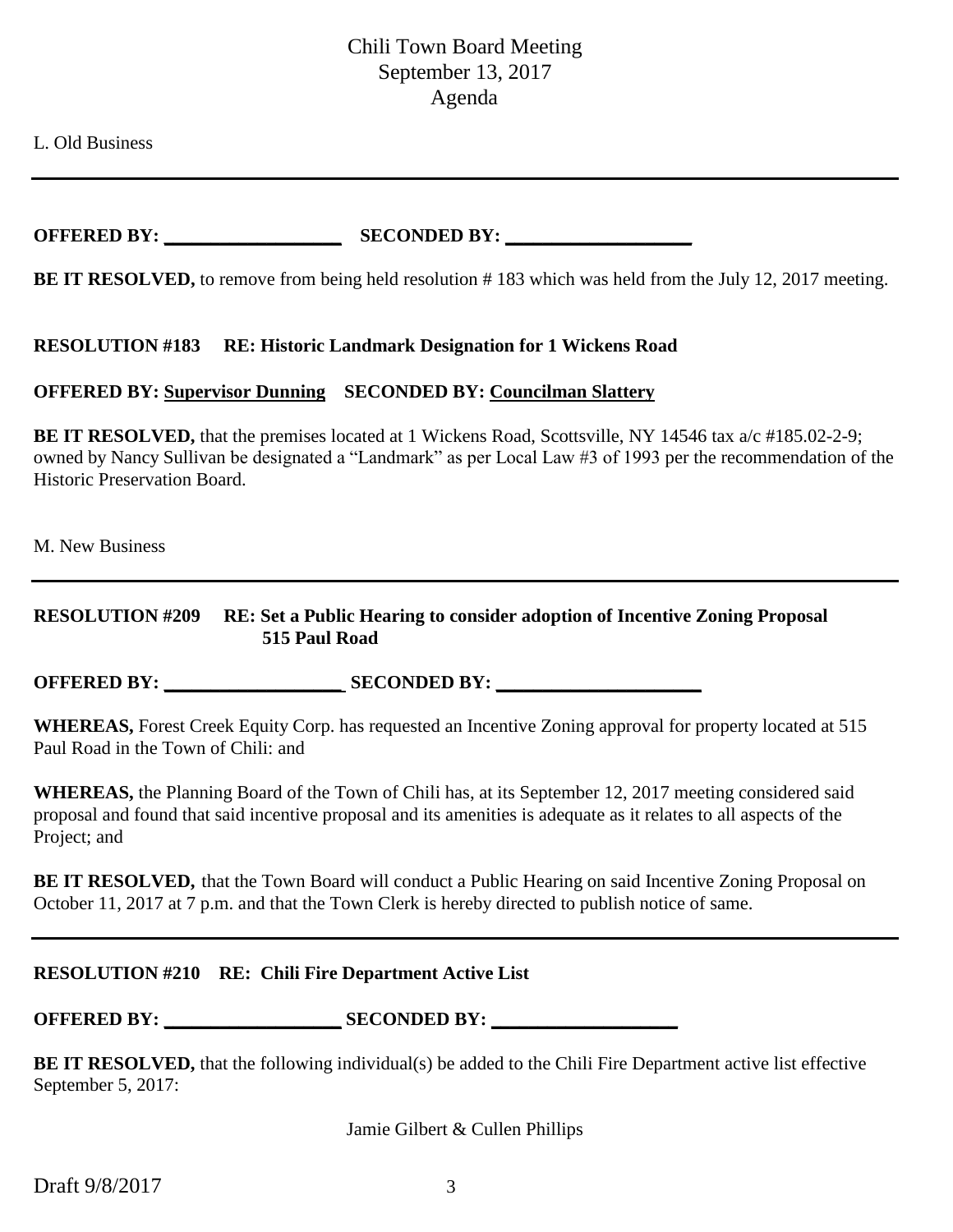Chili Town Board Meeting
September 13, 2017
Agenda

L. Old Business

---

**OFFERED BY: ___________________ SECONDED BY: ___________________**

**BE IT RESOLVED,** to remove from being held resolution # 183 which was held from the July 12, 2017 meeting.

**RESOLUTION #183 RE: Historic Landmark Designation for 1 Wickens Road**

**OFFERED BY: Supervisor Dunning SECONDED BY: Councilman Slattery**

**BE IT RESOLVED,** that the premises located at 1 Wickens Road, Scottsville, NY 14546 tax a/c #185.02-2-9; owned by Nancy Sullivan be designated a "Landmark" as per Local Law #3 of 1993 per the recommendation of the Historic Preservation Board.

M. New Business

---

**RESOLUTION #209 RE: Set a Public Hearing to consider adoption of Incentive Zoning Proposal 515 Paul Road**

**OFFERED BY: ___________________ SECONDED BY: ___________________**

**WHEREAS,** Forest Creek Equity Corp. has requested an Incentive Zoning approval for property located at 515 Paul Road in the Town of Chili: and

**WHEREAS,** the Planning Board of the Town of Chili has, at its September 12, 2017 meeting considered said proposal and found that said incentive proposal and its amenities is adequate as it relates to all aspects of the Project; and

**BE IT RESOLVED,** that the Town Board will conduct a Public Hearing on said Incentive Zoning Proposal on October 11, 2017 at 7 p.m. and that the Town Clerk is hereby directed to publish notice of same.

---

**RESOLUTION #210 RE: Chili Fire Department Active List**

**OFFERED BY: ___________________ SECONDED BY: ___________________**

**BE IT RESOLVED,** that the following individual(s) be added to the Chili Fire Department active list effective September 5, 2017:

Jamie Gilbert & Cullen Phillips

Draft 9/8/2017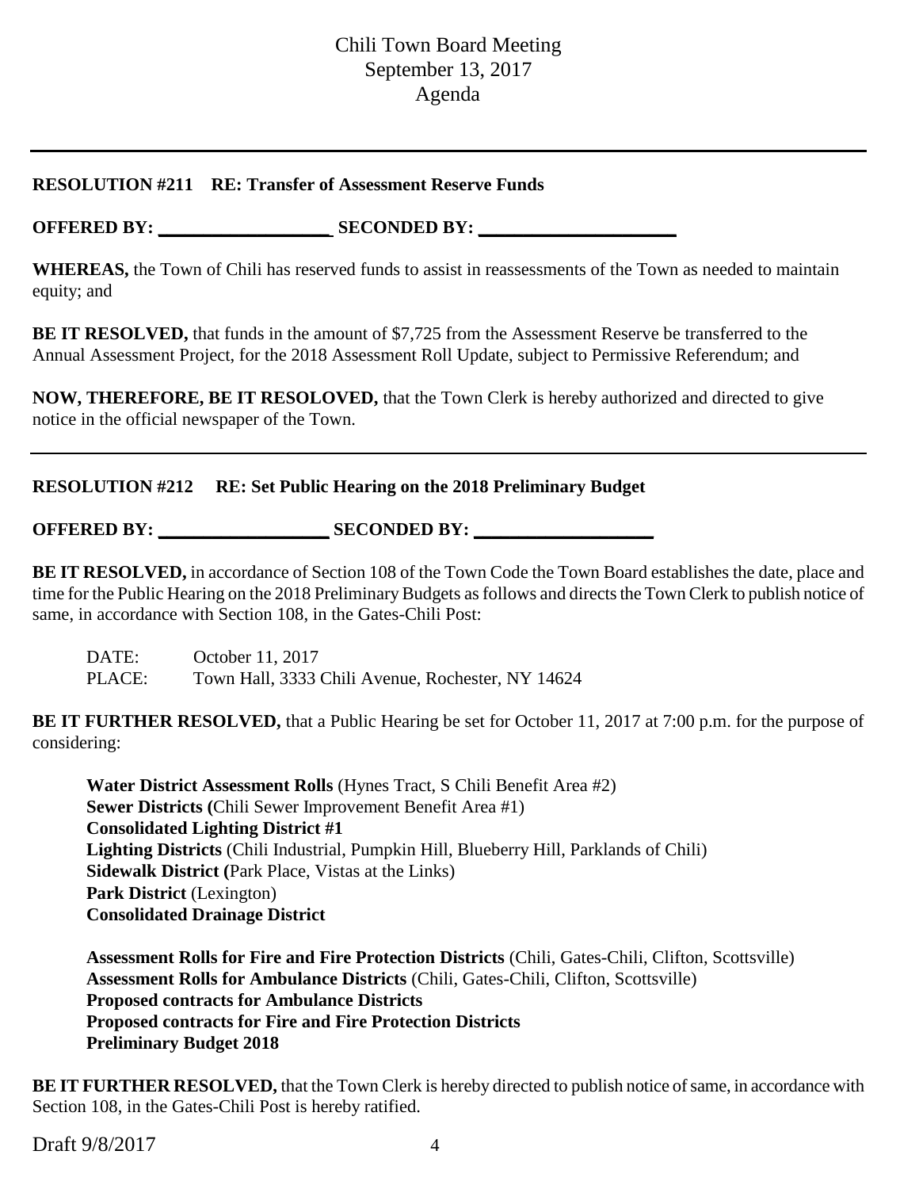---

**RESOLUTION #211 RE: Transfer of Assessment Reserve Funds**

**OFFERED BY: \_\_\_\_\_\_\_\_\_\_\_\_\_\_\_\_\_\_\_\_ SECONDED BY: \_\_\_\_\_\_\_\_\_\_\_\_\_\_\_\_\_\_\_\_\_\_**

**WHEREAS,** the Town of Chili has reserved funds to assist in reassessments of the Town as needed to maintain equity; and

**BE IT RESOLVED,** that funds in the amount of $7,725 from the Assessment Reserve be transferred to the Annual Assessment Project, for the 2018 Assessment Roll Update, subject to Permissive Referendum; and

**NOW, THEREFORE, BE IT RESOLOVED,** that the Town Clerk is hereby authorized and directed to give notice in the official newspaper of the Town.

---

**RESOLUTION #212 RE: Set Public Hearing on the 2018 Preliminary Budget**

**OFFERED BY: \_\_\_\_\_\_\_\_\_\_\_\_\_\_\_\_\_\_\_\_ SECONDED BY: \_\_\_\_\_\_\_\_\_\_\_\_\_\_\_\_\_\_\_\_**

**BE IT RESOLVED,** in accordance of Section 108 of the Town Code the Town Board establishes the date, place and time for the Public Hearing on the 2018 Preliminary Budgets as follows and directs the Town Clerk to publish notice of same, in accordance with Section 108, in the Gates-Chili Post:

DATE: October 11, 2017
PLACE: Town Hall, 3333 Chili Avenue, Rochester, NY 14624

**BE IT FURTHER RESOLVED,** that a Public Hearing be set for October 11, 2017 at 7:00 p.m. for the purpose of considering:

**Water District Assessment Rolls** (Hynes Tract, S Chili Benefit Area #2)
**Sewer Districts (**Chili Sewer Improvement Benefit Area #1)
**Consolidated Lighting District #1**
**Lighting Districts** (Chili Industrial, Pumpkin Hill, Blueberry Hill, Parklands of Chili)
**Sidewalk District (**Park Place, Vistas at the Links)
**Park District** (Lexington)
**Consolidated Drainage District**

**Assessment Rolls for Fire and Fire Protection Districts** (Chili, Gates-Chili, Clifton, Scottsville)
**Assessment Rolls for Ambulance Districts** (Chili, Gates-Chili, Clifton, Scottsville)
**Proposed contracts for Ambulance Districts**
**Proposed contracts for Fire and Fire Protection Districts**
**Preliminary Budget 2018**

**BE IT FURTHER RESOLVED,** that the Town Clerk is hereby directed to publish notice of same, in accordance with Section 108, in the Gates-Chili Post is hereby ratified.

Draft 9/8/2017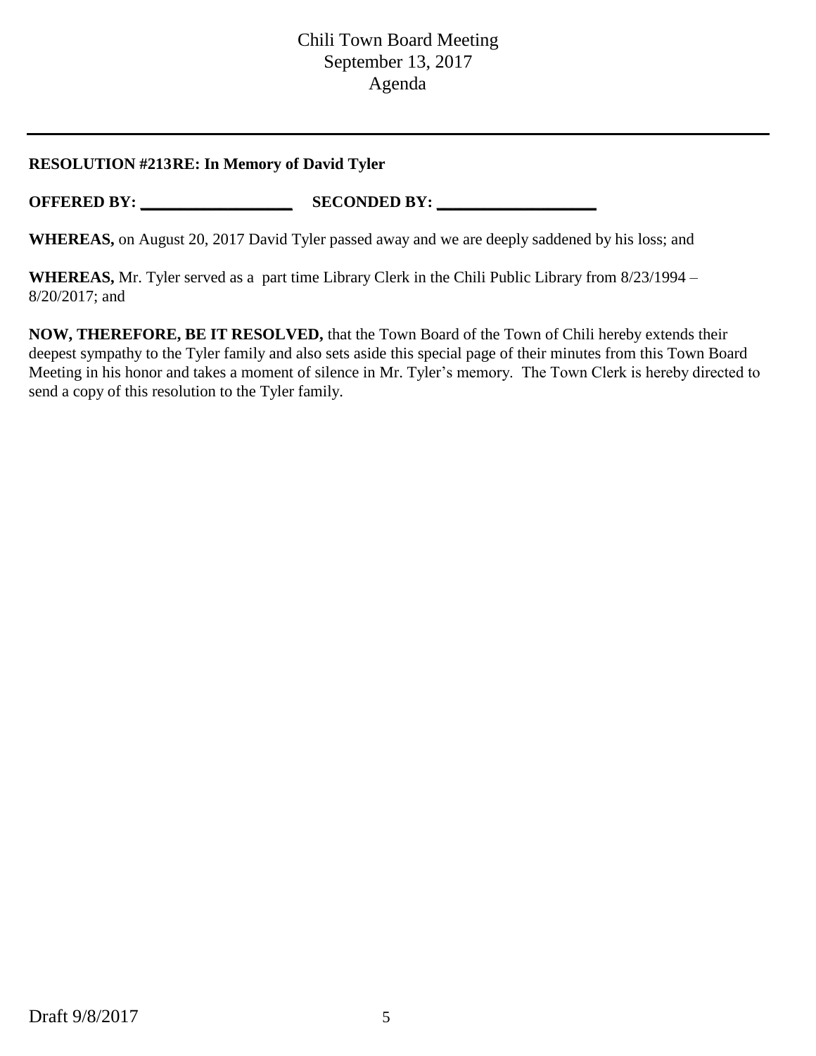**RESOLUTION #213RE: In Memory of David Tyler**

**OFFERED BY: \_\_\_\_\_\_\_\_\_\_\_\_\_\_\_\_\_\_\_ SECONDED BY: \_\_\_\_\_\_\_\_\_\_\_\_\_\_\_\_\_\_\_\_**

**WHEREAS,** on August 20, 2017 David Tyler passed away and we are deeply saddened by his loss; and

**WHEREAS,** Mr. Tyler served as a part time Library Clerk in the Chili Public Library from 8/23/1994 – 8/20/2017; and

**NOW, THEREFORE, BE IT RESOLVED,** that the Town Board of the Town of Chili hereby extends their deepest sympathy to the Tyler family and also sets aside this special page of their minutes from this Town Board Meeting in his honor and takes a moment of silence in Mr. Tyler's memory. The Town Clerk is hereby directed to send a copy of this resolution to the Tyler family.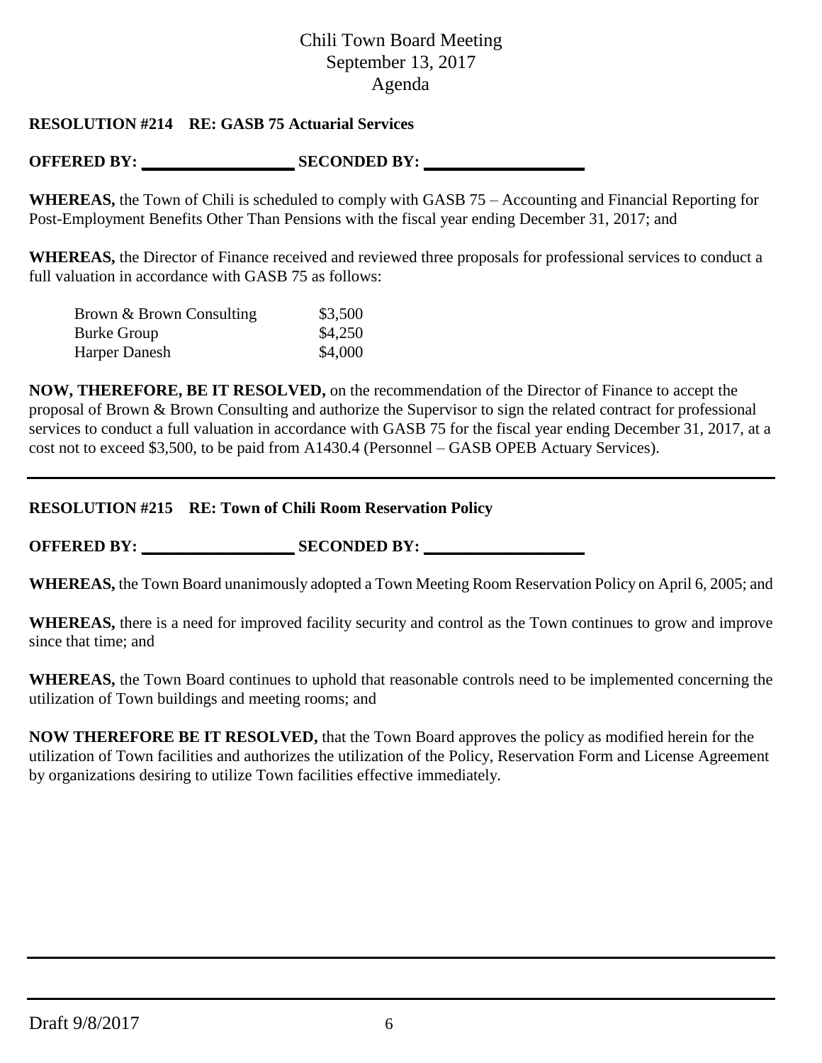**RESOLUTION #214 RE: GASB 75 Actuarial Services**

**OFFERED BY: \_\_\_\_\_\_\_\_\_\_\_\_\_\_\_\_\_\_\_\_ SECONDED BY: \_\_\_\_\_\_\_\_\_\_\_\_\_\_\_\_\_\_\_\_**

**WHEREAS,** the Town of Chili is scheduled to comply with GASB 75 – Accounting and Financial Reporting for Post-Employment Benefits Other Than Pensions with the fiscal year ending December 31, 2017; and

**WHEREAS,** the Director of Finance received and reviewed three proposals for professional services to conduct a full valuation in accordance with GASB 75 as follows:

| | |
|---|---|
| Brown & Brown Consulting | $3,500 |
| Burke Group | $4,250 |
| Harper Danesh | $4,000 |

**NOW, THEREFORE, BE IT RESOLVED,** on the recommendation of the Director of Finance to accept the proposal of Brown & Brown Consulting and authorize the Supervisor to sign the related contract for professional services to conduct a full valuation in accordance with GASB 75 for the fiscal year ending December 31, 2017, at a cost not to exceed $3,500, to be paid from A1430.4 (Personnel – GASB OPEB Actuary Services).

---

**RESOLUTION #215 RE: Town of Chili Room Reservation Policy**

**OFFERED BY: \_\_\_\_\_\_\_\_\_\_\_\_\_\_\_\_\_\_\_\_ SECONDED BY: \_\_\_\_\_\_\_\_\_\_\_\_\_\_\_\_\_\_\_\_**

**WHEREAS,** the Town Board unanimously adopted a Town Meeting Room Reservation Policy on April 6, 2005; and

**WHEREAS,** there is a need for improved facility security and control as the Town continues to grow and improve since that time; and

**WHEREAS,** the Town Board continues to uphold that reasonable controls need to be implemented concerning the utilization of Town buildings and meeting rooms; and

**NOW THEREFORE BE IT RESOLVED,** that the Town Board approves the policy as modified herein for the utilization of Town facilities and authorizes the utilization of the Policy, Reservation Form and License Agreement by organizations desiring to utilize Town facilities effective immediately.

---

---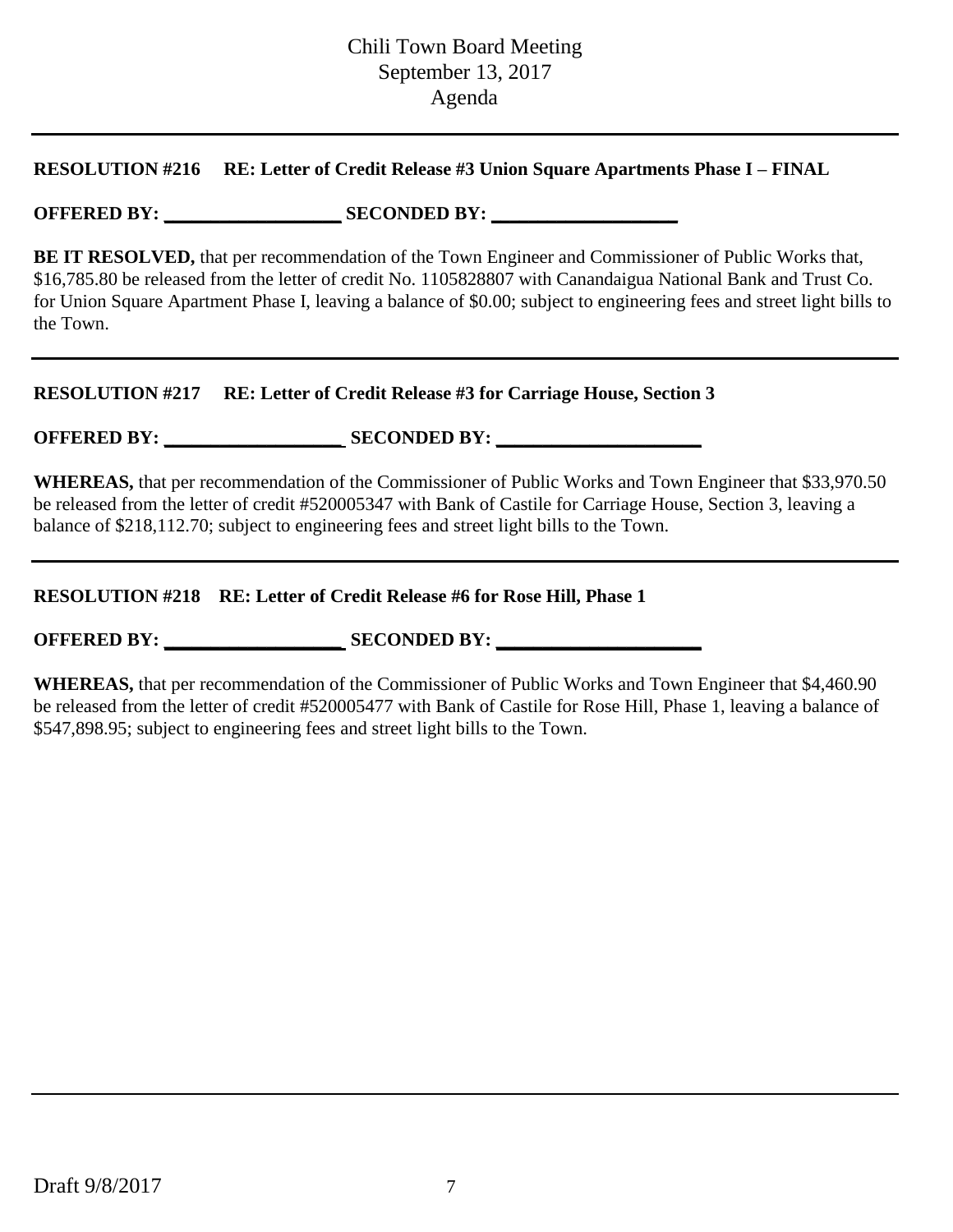**RESOLUTION #216 RE: Letter of Credit Release #3 Union Square Apartments Phase I – FINAL**

**OFFERED BY: \_\_\_\_\_\_\_\_\_\_\_\_\_\_\_\_\_\_\_ SECONDED BY: \_\_\_\_\_\_\_\_\_\_\_\_\_\_\_\_\_\_\_\_**

**BE IT RESOLVED,** that per recommendation of the Town Engineer and Commissioner of Public Works that, $16,785.80 be released from the letter of credit No. 1105828807 with Canandaigua National Bank and Trust Co. for Union Square Apartment Phase I, leaving a balance of $0.00; subject to engineering fees and street light bills to the Town.

---

**RESOLUTION #217 RE: Letter of Credit Release #3 for Carriage House, Section 3**

**OFFERED BY: \_\_\_\_\_\_\_\_\_\_\_\_\_\_\_\_\_\_\_ SECONDED BY: \_\_\_\_\_\_\_\_\_\_\_\_\_\_\_\_\_\_\_\_\_\_**

**WHEREAS,** that per recommendation of the Commissioner of Public Works and Town Engineer that $33,970.50 be released from the letter of credit #520005347 with Bank of Castile for Carriage House, Section 3, leaving a balance of $218,112.70; subject to engineering fees and street light bills to the Town.

---

**RESOLUTION #218 RE: Letter of Credit Release #6 for Rose Hill, Phase 1**

**OFFERED BY: \_\_\_\_\_\_\_\_\_\_\_\_\_\_\_\_\_\_\_ SECONDED BY: \_\_\_\_\_\_\_\_\_\_\_\_\_\_\_\_\_\_\_\_\_\_**

**WHEREAS,** that per recommendation of the Commissioner of Public Works and Town Engineer that $4,460.90 be released from the letter of credit #520005477 with Bank of Castile for Rose Hill, Phase 1, leaving a balance of $547,898.95; subject to engineering fees and street light bills to the Town.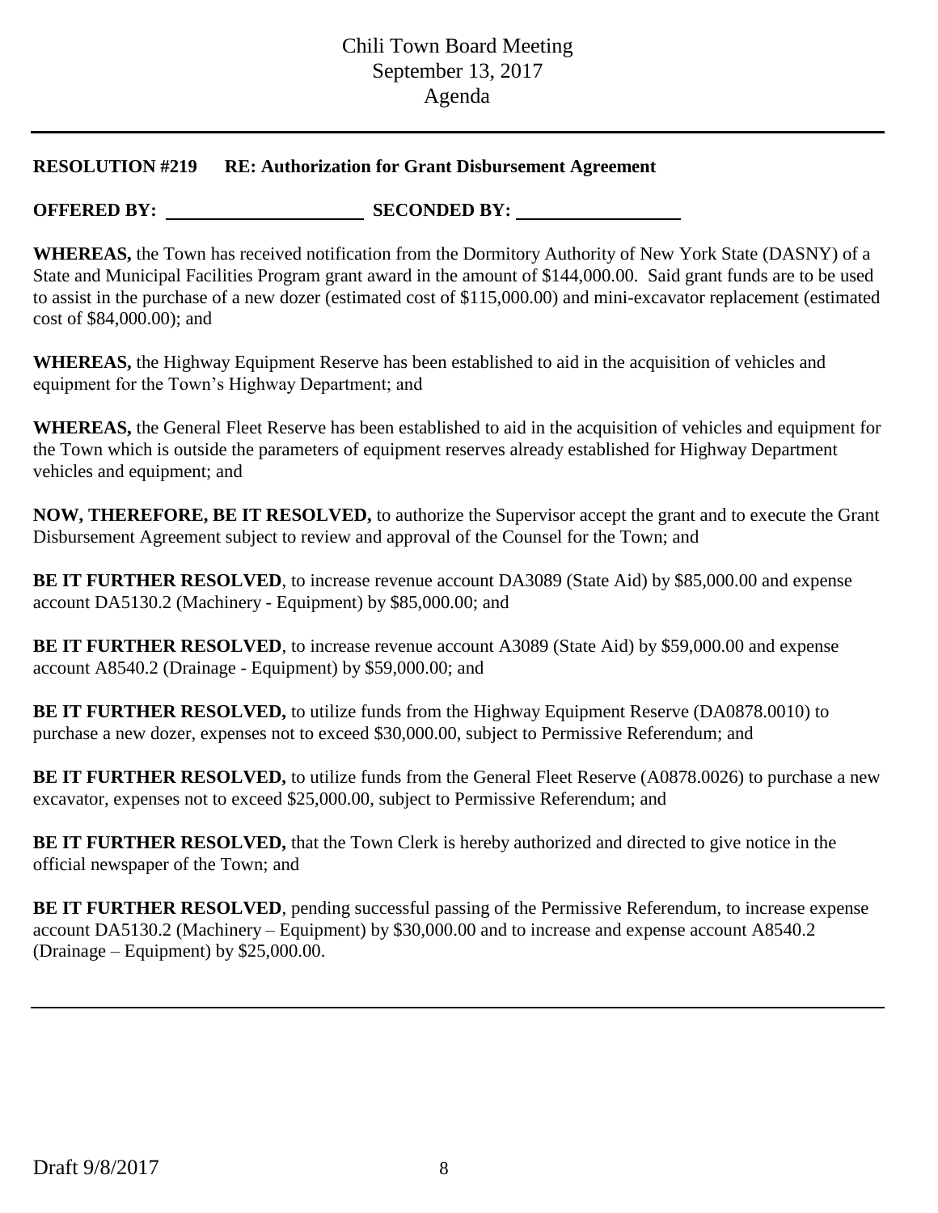**RESOLUTION #219 RE: Authorization for Grant Disbursement Agreement**

**OFFERED BY:** ____________________ **SECONDED BY:** ________________

**WHEREAS,** the Town has received notification from the Dormitory Authority of New York State (DASNY) of a State and Municipal Facilities Program grant award in the amount of $144,000.00. Said grant funds are to be used to assist in the purchase of a new dozer (estimated cost of $115,000.00) and mini-excavator replacement (estimated cost of $84,000.00); and

**WHEREAS,** the Highway Equipment Reserve has been established to aid in the acquisition of vehicles and equipment for the Town's Highway Department; and

**WHEREAS,** the General Fleet Reserve has been established to aid in the acquisition of vehicles and equipment for the Town which is outside the parameters of equipment reserves already established for Highway Department vehicles and equipment; and

**NOW, THEREFORE, BE IT RESOLVED,** to authorize the Supervisor accept the grant and to execute the Grant Disbursement Agreement subject to review and approval of the Counsel for the Town; and

**BE IT FURTHER RESOLVED**, to increase revenue account DA3089 (State Aid) by $85,000.00 and expense account DA5130.2 (Machinery - Equipment) by $85,000.00; and

**BE IT FURTHER RESOLVED**, to increase revenue account A3089 (State Aid) by $59,000.00 and expense account A8540.2 (Drainage - Equipment) by $59,000.00; and

**BE IT FURTHER RESOLVED,** to utilize funds from the Highway Equipment Reserve (DA0878.0010) to purchase a new dozer, expenses not to exceed $30,000.00, subject to Permissive Referendum; and

**BE IT FURTHER RESOLVED,** to utilize funds from the General Fleet Reserve (A0878.0026) to purchase a new excavator, expenses not to exceed $25,000.00, subject to Permissive Referendum; and

**BE IT FURTHER RESOLVED,** that the Town Clerk is hereby authorized and directed to give notice in the official newspaper of the Town; and

**BE IT FURTHER RESOLVED**, pending successful passing of the Permissive Referendum, to increase expense account DA5130.2 (Machinery – Equipment) by $30,000.00 and to increase and expense account A8540.2 (Drainage – Equipment) by $25,000.00.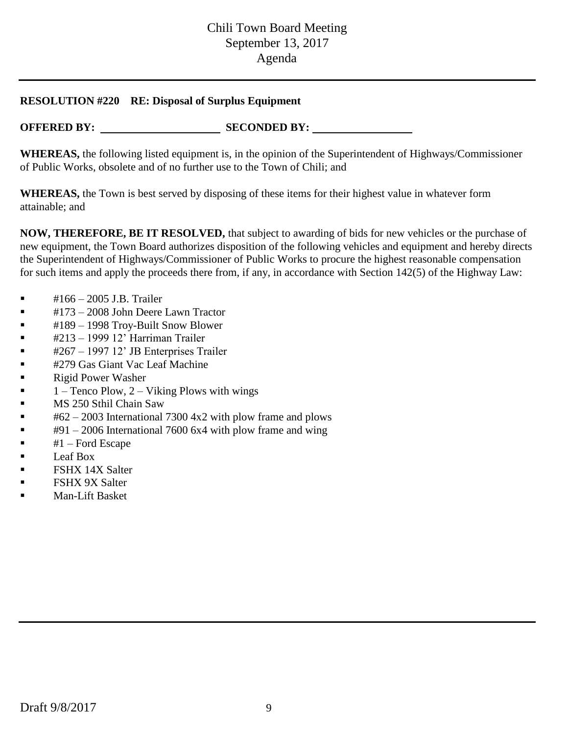**RESOLUTION #220 RE: Disposal of Surplus Equipment**

**OFFERED BY:** \_\_\_\_\_\_\_\_\_\_\_\_\_\_\_\_\_\_\_\_ **SECONDED BY:** \_\_\_\_\_\_\_\_\_\_\_\_\_\_\_\_\_\_\_\_

**WHEREAS,** the following listed equipment is, in the opinion of the Superintendent of Highways/Commissioner of Public Works, obsolete and of no further use to the Town of Chili; and

**WHEREAS,** the Town is best served by disposing of these items for their highest value in whatever form attainable; and

**NOW, THEREFORE, BE IT RESOLVED,** that subject to awarding of bids for new vehicles or the purchase of new equipment, the Town Board authorizes disposition of the following vehicles and equipment and hereby directs the Superintendent of Highways/Commissioner of Public Works to procure the highest reasonable compensation for such items and apply the proceeds there from, if any, in accordance with Section 142(5) of the Highway Law:

- #166 – 2005 J.B. Trailer
- #173 – 2008 John Deere Lawn Tractor
- #189 – 1998 Troy-Built Snow Blower
- #213 – 1999 12' Harriman Trailer
- #267 – 1997 12' JB Enterprises Trailer
- #279 Gas Giant Vac Leaf Machine
- Rigid Power Washer
- 1 – Tenco Plow, 2 – Viking Plows with wings
- MS 250 Sthil Chain Saw
- #62 – 2003 International 7300 4x2 with plow frame and plows
- #91 – 2006 International 7600 6x4 with plow frame and wing
- #1 – Ford Escape
- Leaf Box
- FSHX 14X Salter
- FSHX 9X Salter
- Man-Lift Basket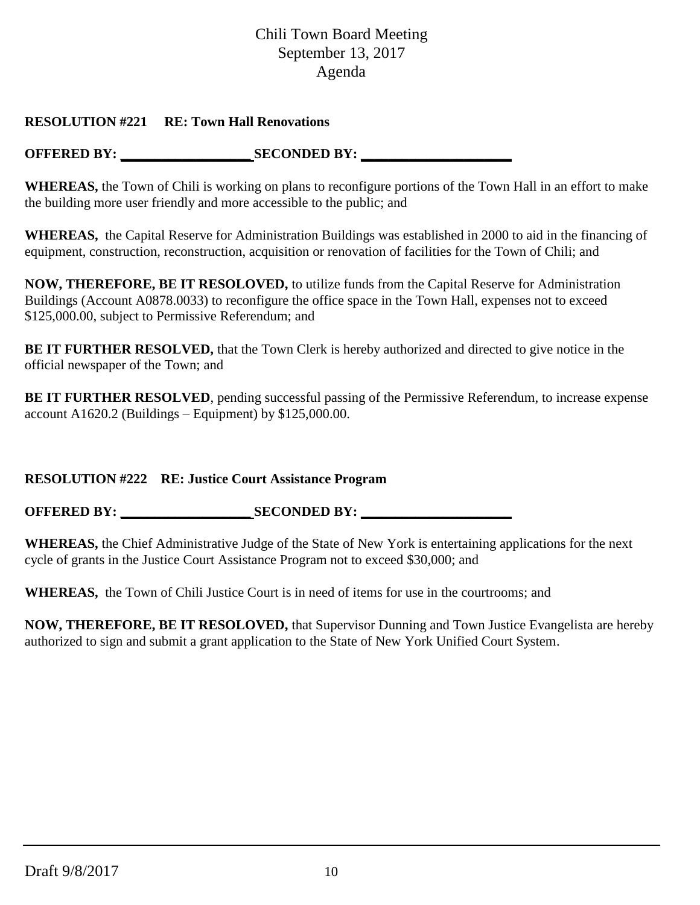Chili Town Board Meeting
September 13, 2017
Agenda

**RESOLUTION #221 RE: Town Hall Renovations**

**OFFERED BY: \_\_\_\_\_\_\_\_\_\_\_\_\_\_\_\_\_\_\_ SECONDED BY: \_\_\_\_\_\_\_\_\_\_\_\_\_\_\_\_\_\_\_\_\_\_**

**WHEREAS,** the Town of Chili is working on plans to reconfigure portions of the Town Hall in an effort to make the building more user friendly and more accessible to the public; and

**WHEREAS,** the Capital Reserve for Administration Buildings was established in 2000 to aid in the financing of equipment, construction, reconstruction, acquisition or renovation of facilities for the Town of Chili; and

**NOW, THEREFORE, BE IT RESOLOVED,** to utilize funds from the Capital Reserve for Administration Buildings (Account A0878.0033) to reconfigure the office space in the Town Hall, expenses not to exceed $125,000.00, subject to Permissive Referendum; and

**BE IT FURTHER RESOLVED,** that the Town Clerk is hereby authorized and directed to give notice in the official newspaper of the Town; and

**BE IT FURTHER RESOLVED**, pending successful passing of the Permissive Referendum, to increase expense account A1620.2 (Buildings – Equipment) by $125,000.00.

**RESOLUTION #222 RE: Justice Court Assistance Program**

**OFFERED BY: \_\_\_\_\_\_\_\_\_\_\_\_\_\_\_\_\_\_\_ SECONDED BY: \_\_\_\_\_\_\_\_\_\_\_\_\_\_\_\_\_\_\_\_\_\_**

**WHEREAS,** the Chief Administrative Judge of the State of New York is entertaining applications for the next cycle of grants in the Justice Court Assistance Program not to exceed $30,000; and

**WHEREAS,** the Town of Chili Justice Court is in need of items for use in the courtrooms; and

**NOW, THEREFORE, BE IT RESOLOVED,** that Supervisor Dunning and Town Justice Evangelista are hereby authorized to sign and submit a grant application to the State of New York Unified Court System.

Draft 9/8/2017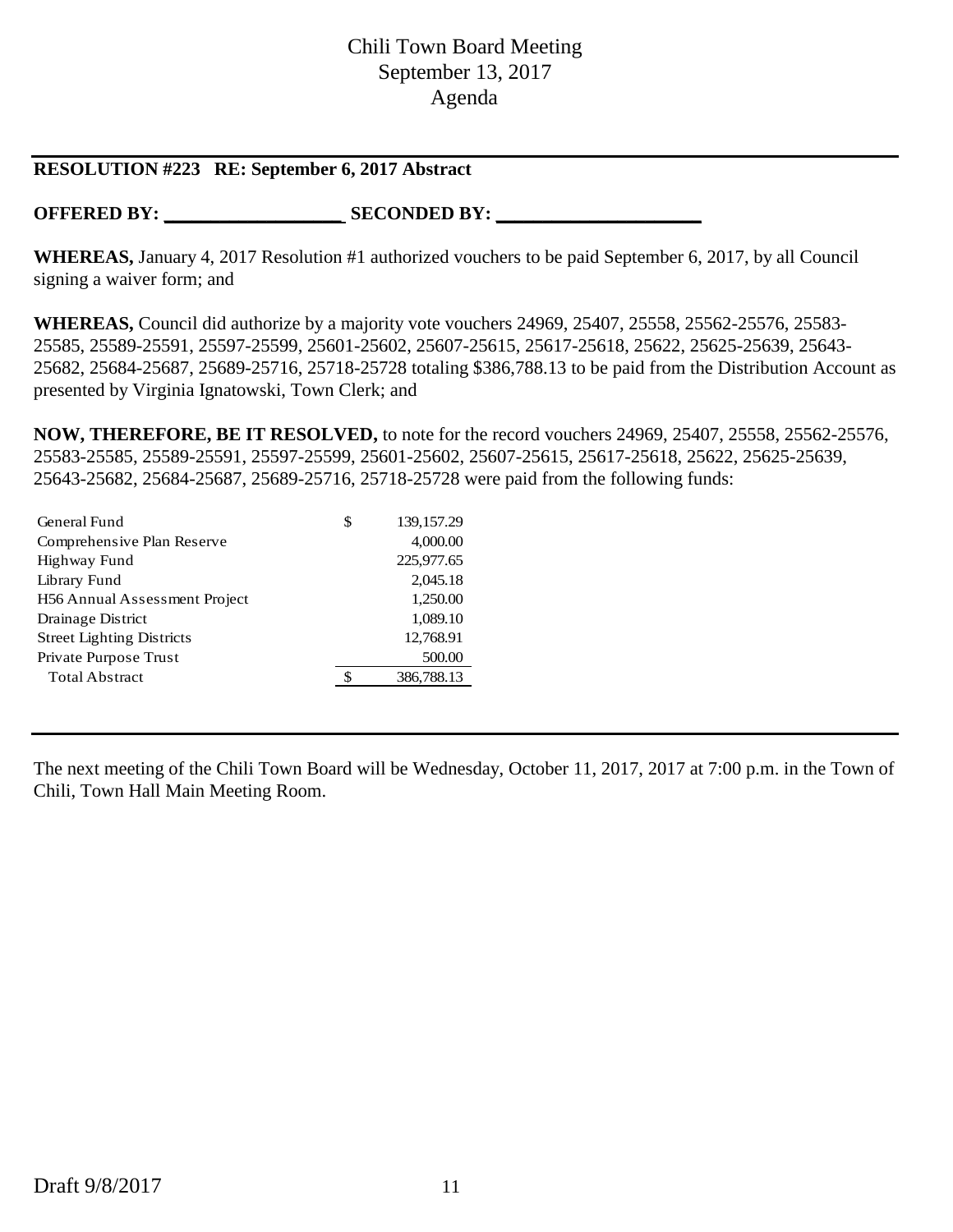Chili Town Board Meeting
September 13, 2017
Agenda

**RESOLUTION #223   RE: September 6, 2017 Abstract**

**OFFERED BY: ___________________ SECONDED BY: _____________________**

**WHEREAS,** January 4, 2017 Resolution #1 authorized vouchers to be paid September 6, 2017, by all Council signing a waiver form; and

**WHEREAS,** Council did authorize by a majority vote vouchers 24969, 25407, 25558, 25562-25576, 25583-25585, 25589-25591, 25597-25599, 25601-25602, 25607-25615, 25617-25618, 25622, 25625-25639, 25643-25682, 25684-25687, 25689-25716, 25718-25728 totaling $386,788.13 to be paid from the Distribution Account as presented by Virginia Ignatowski, Town Clerk; and

**NOW, THEREFORE, BE IT RESOLVED,** to note for the record vouchers 24969, 25407, 25558, 25562-25576, 25583-25585, 25589-25591, 25597-25599, 25601-25602, 25607-25615, 25617-25618, 25622, 25625-25639, 25643-25682, 25684-25687, 25689-25716, 25718-25728 were paid from the following funds:

| | | |
|---|---|---|
| General Fund | $ | 139,157.29 |
| Comprehensive Plan Reserve | | 4,000.00 |
| Highway Fund | | 225,977.65 |
| Library Fund | | 2,045.18 |
| H56 Annual Assessment Project | | 1,250.00 |
| Drainage District | | 1,089.10 |
| Street Lighting Districts | | 12,768.91 |
| Private Purpose Trust | | 500.00 |
| Total Abstract | $ | 386,788.13 |

The next meeting of the Chili Town Board will be Wednesday, October 11, 2017, 2017 at 7:00 p.m. in the Town of Chili, Town Hall Main Meeting Room.

Draft 9/8/2017